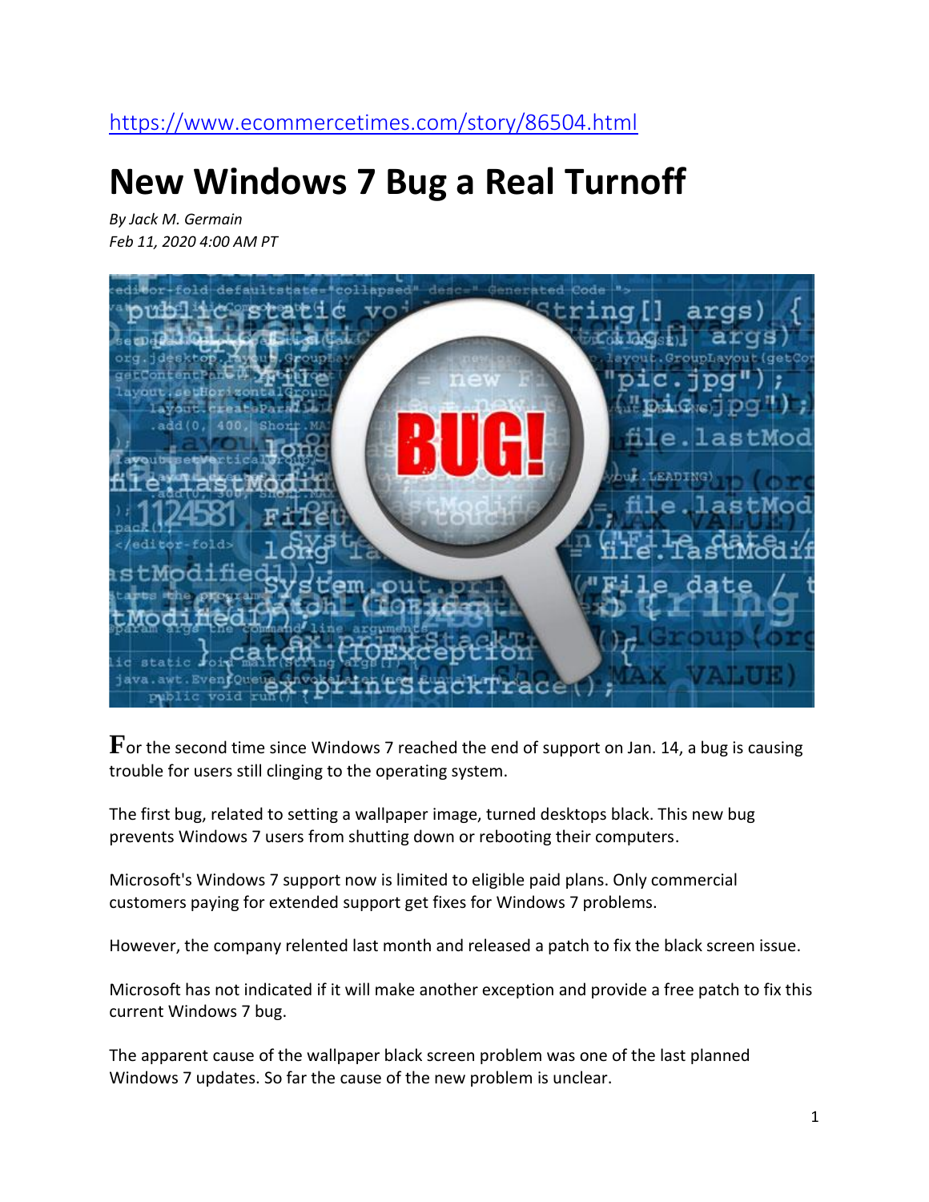https://www.ecommercetimes.com/story/86504.html

# New Windows 7 Bug a Real Turnoff

*By Jack M. Germain*
*Feb 11, 2020 4:00 AM PT*

For the second time since Windows 7 reached the end of support on Jan. 14, a bug is causing trouble for users still clinging to the operating system.

The first bug, related to setting a wallpaper image, turned desktops black. This new bug prevents Windows 7 users from shutting down or rebooting their computers.

Microsoft's Windows 7 support now is limited to eligible paid plans. Only commercial customers paying for extended support get fixes for Windows 7 problems.

However, the company relented last month and released a patch to fix the black screen issue.

Microsoft has not indicated if it will make another exception and provide a free patch to fix this current Windows 7 bug.

The apparent cause of the wallpaper black screen problem was one of the last planned Windows 7 updates. So far the cause of the new problem is unclear.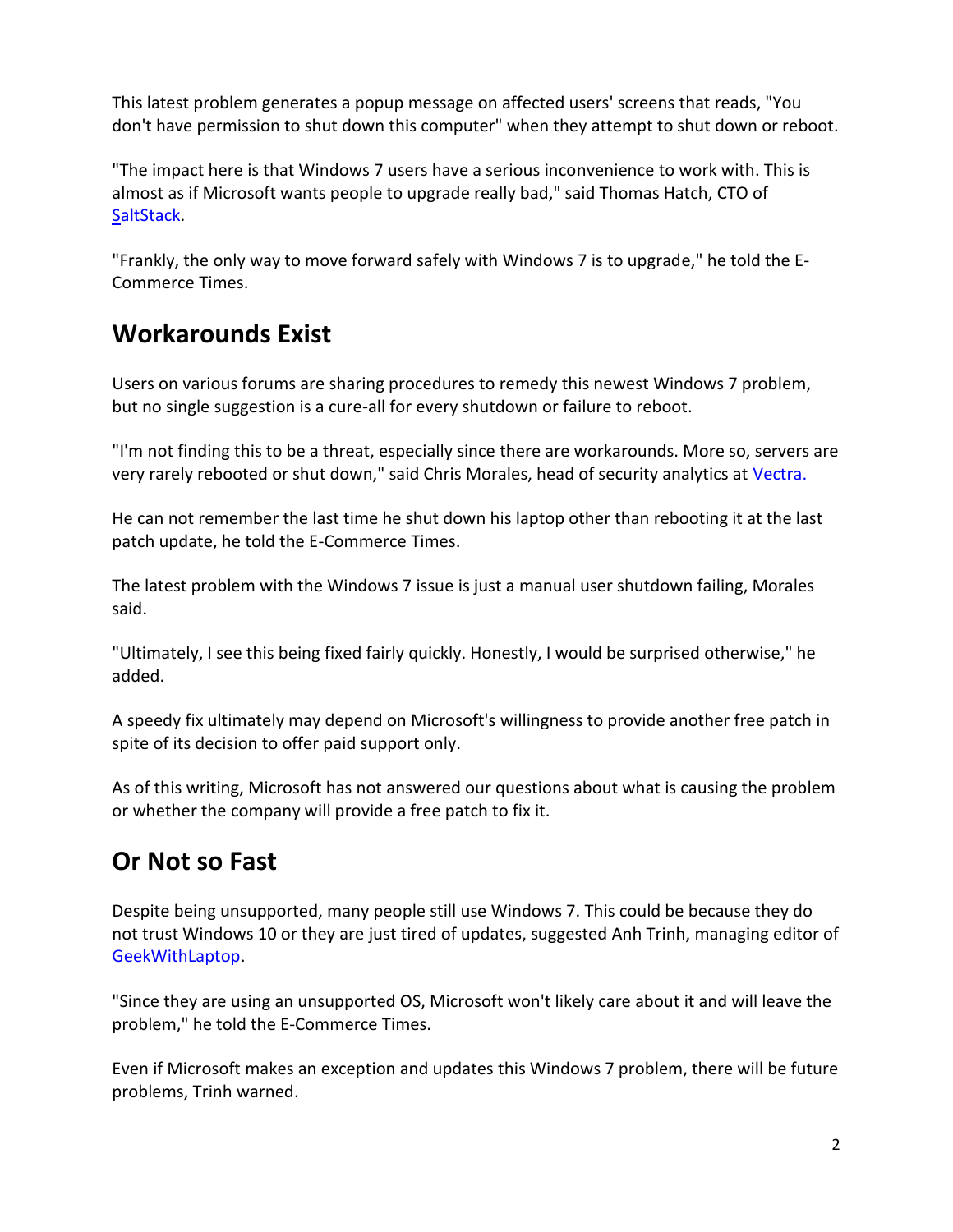This latest problem generates a popup message on affected users' screens that reads, "You don't have permission to shut down this computer" when they attempt to shut down or reboot.

"The impact here is that Windows 7 users have a serious inconvenience to work with. This is almost as if Microsoft wants people to upgrade really bad," said Thomas Hatch, CTO of SaltStack.

"Frankly, the only way to move forward safely with Windows 7 is to upgrade," he told the E-Commerce Times.

## Workarounds Exist

Users on various forums are sharing procedures to remedy this newest Windows 7 problem, but no single suggestion is a cure-all for every shutdown or failure to reboot.

"I'm not finding this to be a threat, especially since there are workarounds. More so, servers are very rarely rebooted or shut down," said Chris Morales, head of security analytics at Vectra.

He can not remember the last time he shut down his laptop other than rebooting it at the last patch update, he told the E-Commerce Times.

The latest problem with the Windows 7 issue is just a manual user shutdown failing, Morales said.

"Ultimately, I see this being fixed fairly quickly. Honestly, I would be surprised otherwise," he added.

A speedy fix ultimately may depend on Microsoft's willingness to provide another free patch in spite of its decision to offer paid support only.

As of this writing, Microsoft has not answered our questions about what is causing the problem or whether the company will provide a free patch to fix it.

## Or Not so Fast

Despite being unsupported, many people still use Windows 7. This could be because they do not trust Windows 10 or they are just tired of updates, suggested Anh Trinh, managing editor of GeekWithLaptop.

"Since they are using an unsupported OS, Microsoft won't likely care about it and will leave the problem," he told the E-Commerce Times.

Even if Microsoft makes an exception and updates this Windows 7 problem, there will be future problems, Trinh warned.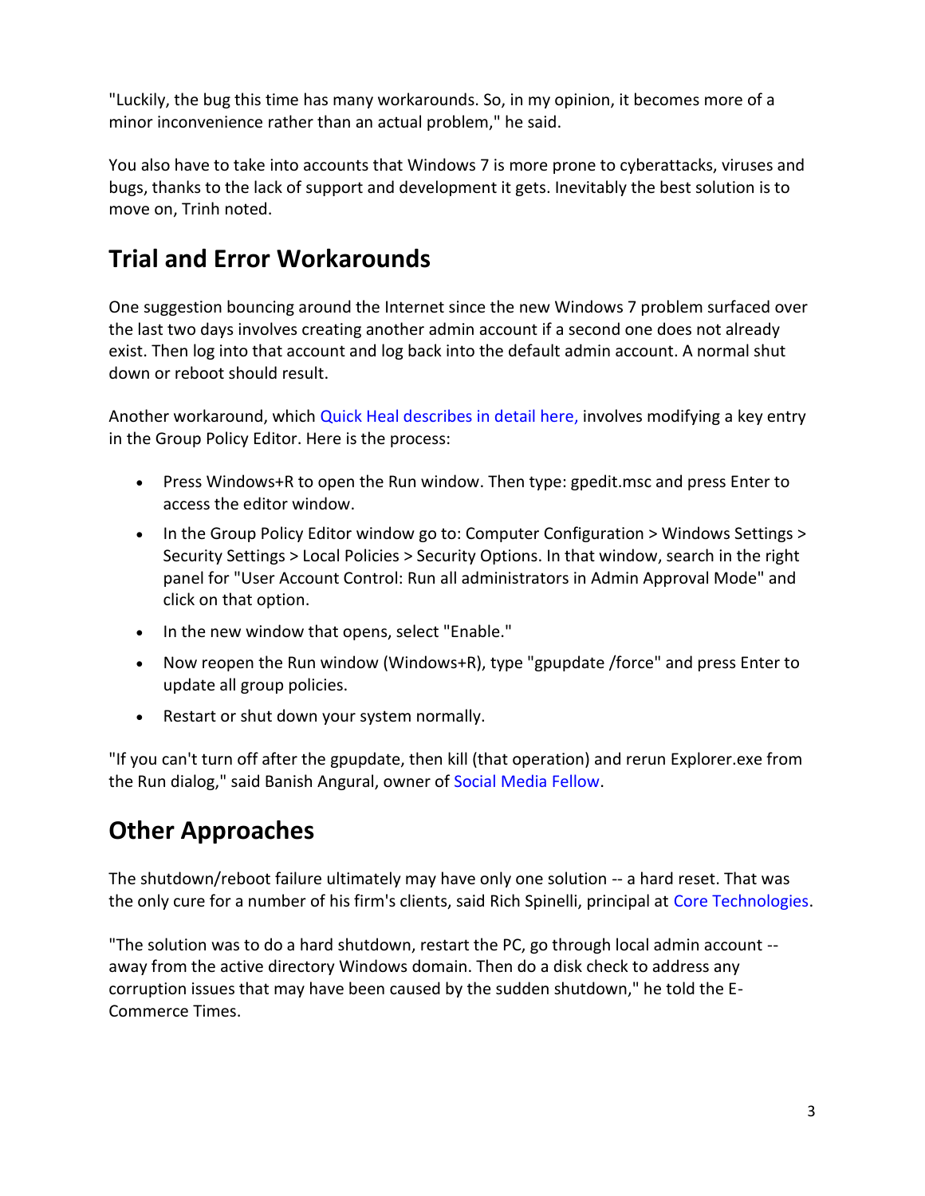"Luckily, the bug this time has many workarounds. So, in my opinion, it becomes more of a minor inconvenience rather than an actual problem," he said.

You also have to take into accounts that Windows 7 is more prone to cyberattacks, viruses and bugs, thanks to the lack of support and development it gets. Inevitably the best solution is to move on, Trinh noted.

## Trial and Error Workarounds

One suggestion bouncing around the Internet since the new Windows 7 problem surfaced over the last two days involves creating another admin account if a second one does not already exist. Then log into that account and log back into the default admin account. A normal shut down or reboot should result.

Another workaround, which Quick Heal describes in detail here, involves modifying a key entry in the Group Policy Editor. Here is the process:

- Press Windows+R to open the Run window. Then type: gpedit.msc and press Enter to access the editor window.
- In the Group Policy Editor window go to: Computer Configuration > Windows Settings > Security Settings > Local Policies > Security Options. In that window, search in the right panel for "User Account Control: Run all administrators in Admin Approval Mode" and click on that option.
- In the new window that opens, select "Enable."
- Now reopen the Run window (Windows+R), type "gpupdate /force" and press Enter to update all group policies.
- Restart or shut down your system normally.

"If you can't turn off after the gpupdate, then kill (that operation) and rerun Explorer.exe from the Run dialog," said Banish Angural, owner of Social Media Fellow.

## Other Approaches

The shutdown/reboot failure ultimately may have only one solution -- a hard reset. That was the only cure for a number of his firm's clients, said Rich Spinelli, principal at Core Technologies.

"The solution was to do a hard shutdown, restart the PC, go through local admin account -- away from the active directory Windows domain. Then do a disk check to address any corruption issues that may have been caused by the sudden shutdown," he told the E-Commerce Times.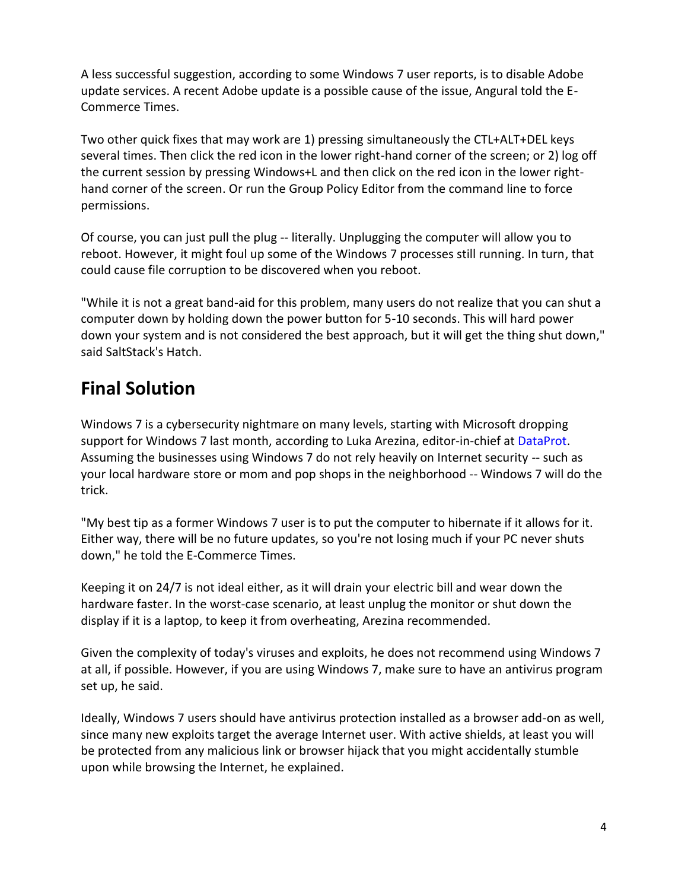A less successful suggestion, according to some Windows 7 user reports, is to disable Adobe update services. A recent Adobe update is a possible cause of the issue, Angural told the E-Commerce Times.

Two other quick fixes that may work are 1) pressing simultaneously the CTL+ALT+DEL keys several times. Then click the red icon in the lower right-hand corner of the screen; or 2) log off the current session by pressing Windows+L and then click on the red icon in the lower right-hand corner of the screen. Or run the Group Policy Editor from the command line to force permissions.

Of course, you can just pull the plug -- literally. Unplugging the computer will allow you to reboot. However, it might foul up some of the Windows 7 processes still running. In turn, that could cause file corruption to be discovered when you reboot.

"While it is not a great band-aid for this problem, many users do not realize that you can shut a computer down by holding down the power button for 5-10 seconds. This will hard power down your system and is not considered the best approach, but it will get the thing shut down," said SaltStack's Hatch.

## Final Solution

Windows 7 is a cybersecurity nightmare on many levels, starting with Microsoft dropping support for Windows 7 last month, according to Luka Arezina, editor-in-chief at DataProt. Assuming the businesses using Windows 7 do not rely heavily on Internet security -- such as your local hardware store or mom and pop shops in the neighborhood -- Windows 7 will do the trick.

"My best tip as a former Windows 7 user is to put the computer to hibernate if it allows for it. Either way, there will be no future updates, so you're not losing much if your PC never shuts down," he told the E-Commerce Times.

Keeping it on 24/7 is not ideal either, as it will drain your electric bill and wear down the hardware faster. In the worst-case scenario, at least unplug the monitor or shut down the display if it is a laptop, to keep it from overheating, Arezina recommended.

Given the complexity of today's viruses and exploits, he does not recommend using Windows 7 at all, if possible. However, if you are using Windows 7, make sure to have an antivirus program set up, he said.

Ideally, Windows 7 users should have antivirus protection installed as a browser add-on as well, since many new exploits target the average Internet user. With active shields, at least you will be protected from any malicious link or browser hijack that you might accidentally stumble upon while browsing the Internet, he explained.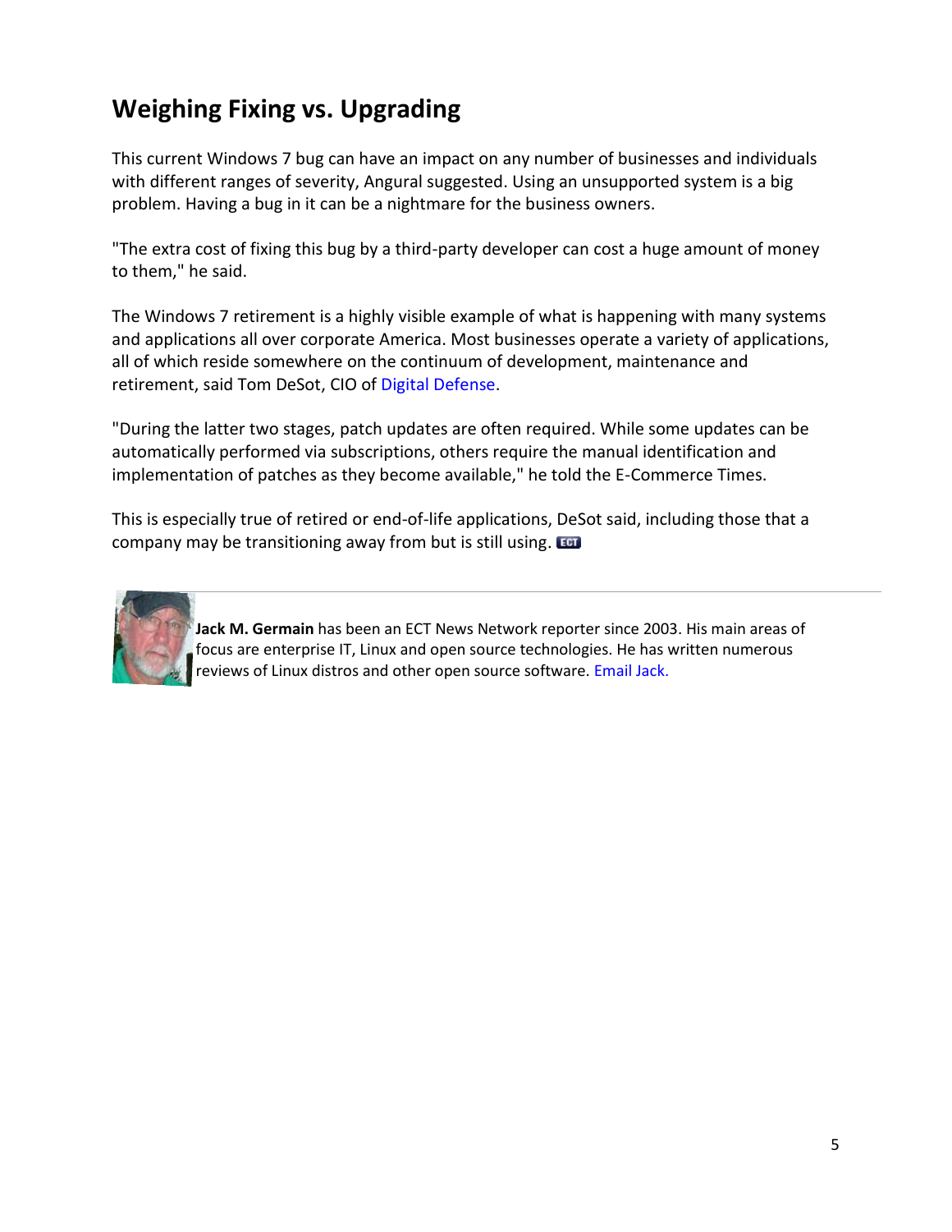## Weighing Fixing vs. Upgrading

This current Windows 7 bug can have an impact on any number of businesses and individuals with different ranges of severity, Angural suggested. Using an unsupported system is a big problem. Having a bug in it can be a nightmare for the business owners.

"The extra cost of fixing this bug by a third-party developer can cost a huge amount of money to them," he said.

The Windows 7 retirement is a highly visible example of what is happening with many systems and applications all over corporate America. Most businesses operate a variety of applications, all of which reside somewhere on the continuum of development, maintenance and retirement, said Tom DeSot, CIO of Digital Defense.

"During the latter two stages, patch updates are often required. While some updates can be automatically performed via subscriptions, others require the manual identification and implementation of patches as they become available," he told the E-Commerce Times.

This is especially true of retired or end-of-life applications, DeSot said, including those that a company may be transitioning away from but is still using.

---

**Jack M. Germain** has been an ECT News Network reporter since 2003. His main areas of focus are enterprise IT, Linux and open source technologies. He has written numerous reviews of Linux distros and other open source software. Email Jack.